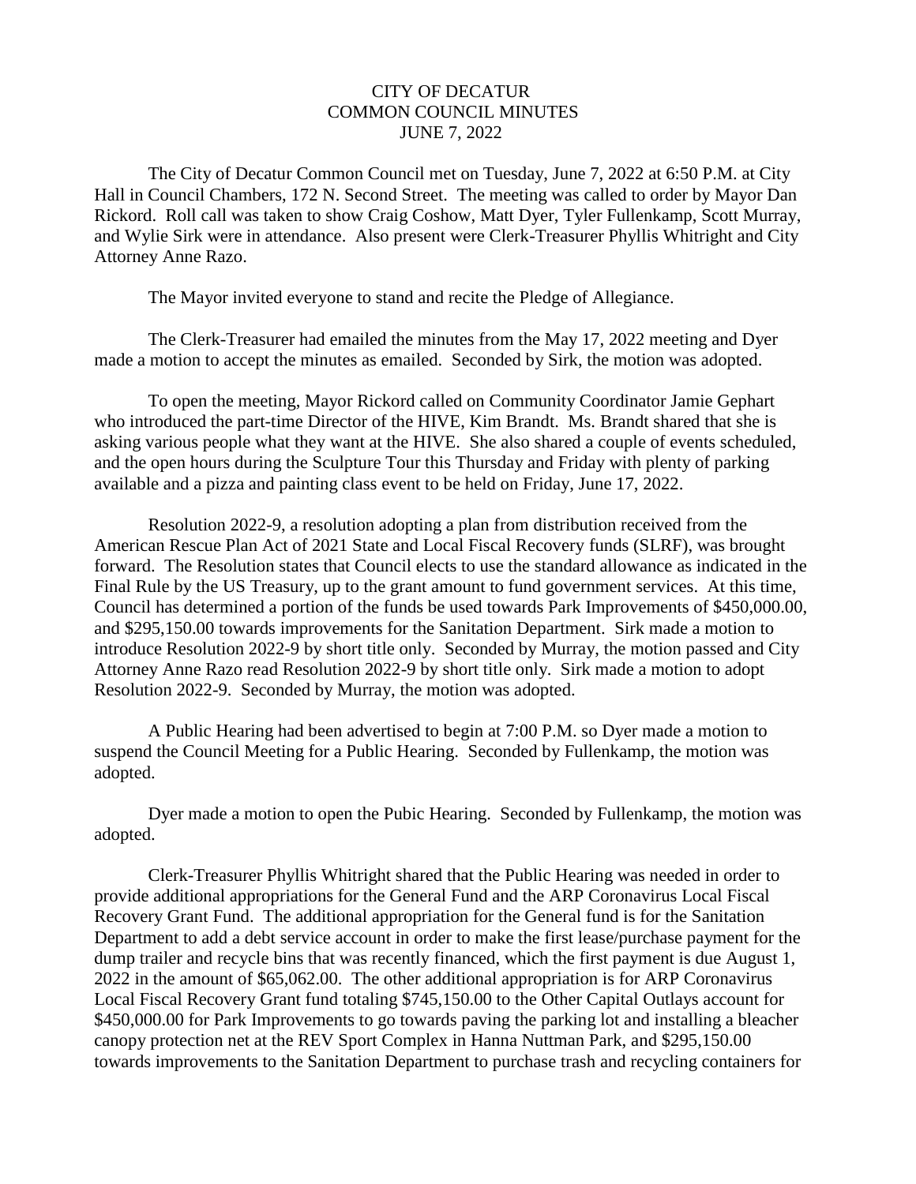# CITY OF DECATUR
## COMMON COUNCIL MINUTES
### JUNE 7, 2022

The City of Decatur Common Council met on Tuesday, June 7, 2022 at 6:50 P.M. at City Hall in Council Chambers, 172 N. Second Street. The meeting was called to order by Mayor Dan Rickord. Roll call was taken to show Craig Coshow, Matt Dyer, Tyler Fullenkamp, Scott Murray, and Wylie Sirk were in attendance. Also present were Clerk-Treasurer Phyllis Whitright and City Attorney Anne Razo.

The Mayor invited everyone to stand and recite the Pledge of Allegiance.

The Clerk-Treasurer had emailed the minutes from the May 17, 2022 meeting and Dyer made a motion to accept the minutes as emailed. Seconded by Sirk, the motion was adopted.

To open the meeting, Mayor Rickord called on Community Coordinator Jamie Gephart who introduced the part-time Director of the HIVE, Kim Brandt. Ms. Brandt shared that she is asking various people what they want at the HIVE. She also shared a couple of events scheduled, and the open hours during the Sculpture Tour this Thursday and Friday with plenty of parking available and a pizza and painting class event to be held on Friday, June 17, 2022.

Resolution 2022-9, a resolution adopting a plan from distribution received from the American Rescue Plan Act of 2021 State and Local Fiscal Recovery funds (SLRF), was brought forward. The Resolution states that Council elects to use the standard allowance as indicated in the Final Rule by the US Treasury, up to the grant amount to fund government services. At this time, Council has determined a portion of the funds be used towards Park Improvements of $450,000.00, and $295,150.00 towards improvements for the Sanitation Department. Sirk made a motion to introduce Resolution 2022-9 by short title only. Seconded by Murray, the motion passed and City Attorney Anne Razo read Resolution 2022-9 by short title only. Sirk made a motion to adopt Resolution 2022-9. Seconded by Murray, the motion was adopted.

A Public Hearing had been advertised to begin at 7:00 P.M. so Dyer made a motion to suspend the Council Meeting for a Public Hearing. Seconded by Fullenkamp, the motion was adopted.

Dyer made a motion to open the Pubic Hearing. Seconded by Fullenkamp, the motion was adopted.

Clerk-Treasurer Phyllis Whitright shared that the Public Hearing was needed in order to provide additional appropriations for the General Fund and the ARP Coronavirus Local Fiscal Recovery Grant Fund. The additional appropriation for the General fund is for the Sanitation Department to add a debt service account in order to make the first lease/purchase payment for the dump trailer and recycle bins that was recently financed, which the first payment is due August 1, 2022 in the amount of $65,062.00. The other additional appropriation is for ARP Coronavirus Local Fiscal Recovery Grant fund totaling $745,150.00 to the Other Capital Outlays account for $450,000.00 for Park Improvements to go towards paving the parking lot and installing a bleacher canopy protection net at the REV Sport Complex in Hanna Nuttman Park, and $295,150.00 towards improvements to the Sanitation Department to purchase trash and recycling containers for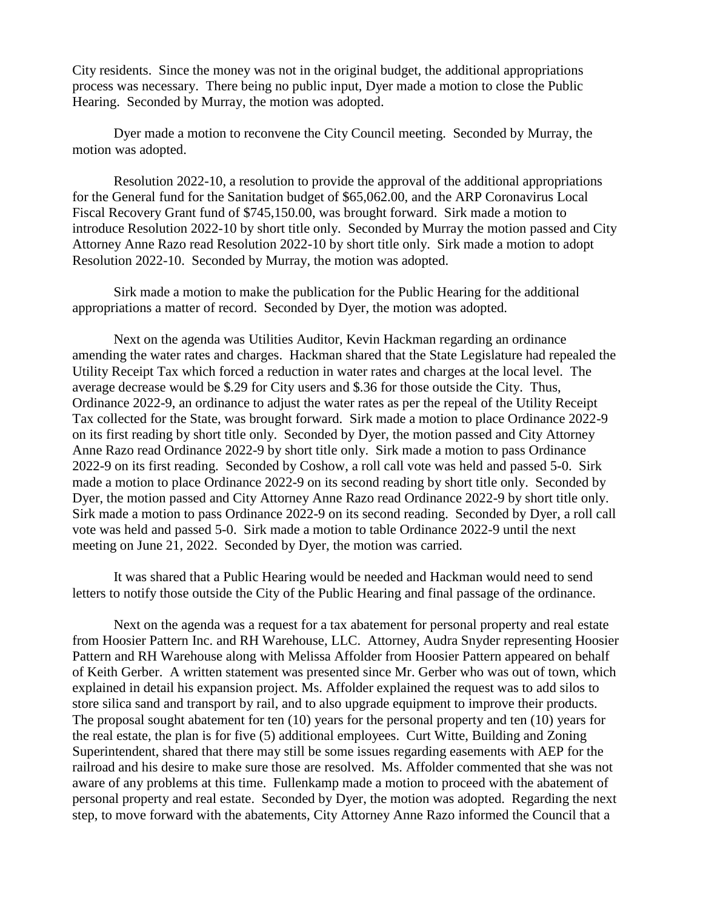City residents. Since the money was not in the original budget, the additional appropriations process was necessary. There being no public input, Dyer made a motion to close the Public Hearing. Seconded by Murray, the motion was adopted.

Dyer made a motion to reconvene the City Council meeting. Seconded by Murray, the motion was adopted.

Resolution 2022-10, a resolution to provide the approval of the additional appropriations for the General fund for the Sanitation budget of $65,062.00, and the ARP Coronavirus Local Fiscal Recovery Grant fund of $745,150.00, was brought forward. Sirk made a motion to introduce Resolution 2022-10 by short title only. Seconded by Murray the motion passed and City Attorney Anne Razo read Resolution 2022-10 by short title only. Sirk made a motion to adopt Resolution 2022-10. Seconded by Murray, the motion was adopted.

Sirk made a motion to make the publication for the Public Hearing for the additional appropriations a matter of record. Seconded by Dyer, the motion was adopted.

Next on the agenda was Utilities Auditor, Kevin Hackman regarding an ordinance amending the water rates and charges. Hackman shared that the State Legislature had repealed the Utility Receipt Tax which forced a reduction in water rates and charges at the local level. The average decrease would be $.29 for City users and $.36 for those outside the City. Thus, Ordinance 2022-9, an ordinance to adjust the water rates as per the repeal of the Utility Receipt Tax collected for the State, was brought forward. Sirk made a motion to place Ordinance 2022-9 on its first reading by short title only. Seconded by Dyer, the motion passed and City Attorney Anne Razo read Ordinance 2022-9 by short title only. Sirk made a motion to pass Ordinance 2022-9 on its first reading. Seconded by Coshow, a roll call vote was held and passed 5-0. Sirk made a motion to place Ordinance 2022-9 on its second reading by short title only. Seconded by Dyer, the motion passed and City Attorney Anne Razo read Ordinance 2022-9 by short title only. Sirk made a motion to pass Ordinance 2022-9 on its second reading. Seconded by Dyer, a roll call vote was held and passed 5-0. Sirk made a motion to table Ordinance 2022-9 until the next meeting on June 21, 2022. Seconded by Dyer, the motion was carried.

It was shared that a Public Hearing would be needed and Hackman would need to send letters to notify those outside the City of the Public Hearing and final passage of the ordinance.

Next on the agenda was a request for a tax abatement for personal property and real estate from Hoosier Pattern Inc. and RH Warehouse, LLC. Attorney, Audra Snyder representing Hoosier Pattern and RH Warehouse along with Melissa Affolder from Hoosier Pattern appeared on behalf of Keith Gerber. A written statement was presented since Mr. Gerber who was out of town, which explained in detail his expansion project. Ms. Affolder explained the request was to add silos to store silica sand and transport by rail, and to also upgrade equipment to improve their products. The proposal sought abatement for ten (10) years for the personal property and ten (10) years for the real estate, the plan is for five (5) additional employees. Curt Witte, Building and Zoning Superintendent, shared that there may still be some issues regarding easements with AEP for the railroad and his desire to make sure those are resolved. Ms. Affolder commented that she was not aware of any problems at this time. Fullenkamp made a motion to proceed with the abatement of personal property and real estate. Seconded by Dyer, the motion was adopted. Regarding the next step, to move forward with the abatements, City Attorney Anne Razo informed the Council that a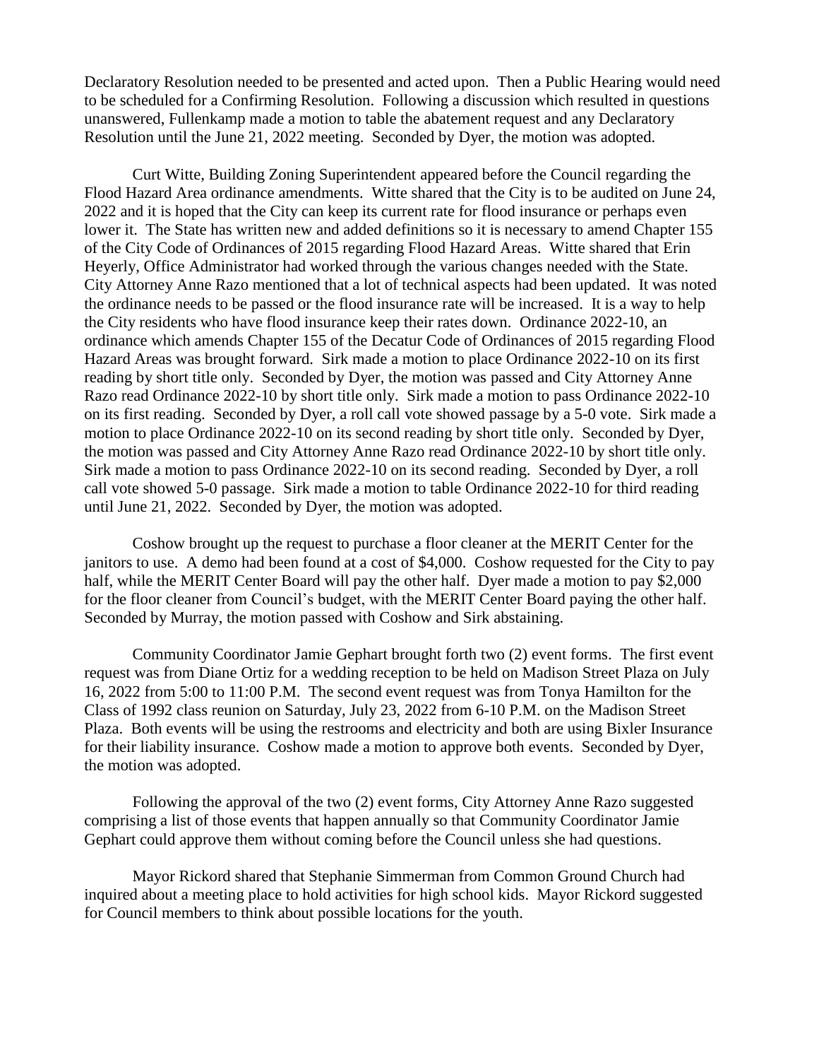Declaratory Resolution needed to be presented and acted upon. Then a Public Hearing would need to be scheduled for a Confirming Resolution. Following a discussion which resulted in questions unanswered, Fullenkamp made a motion to table the abatement request and any Declaratory Resolution until the June 21, 2022 meeting. Seconded by Dyer, the motion was adopted.

Curt Witte, Building Zoning Superintendent appeared before the Council regarding the Flood Hazard Area ordinance amendments. Witte shared that the City is to be audited on June 24, 2022 and it is hoped that the City can keep its current rate for flood insurance or perhaps even lower it. The State has written new and added definitions so it is necessary to amend Chapter 155 of the City Code of Ordinances of 2015 regarding Flood Hazard Areas. Witte shared that Erin Heyerly, Office Administrator had worked through the various changes needed with the State. City Attorney Anne Razo mentioned that a lot of technical aspects had been updated. It was noted the ordinance needs to be passed or the flood insurance rate will be increased. It is a way to help the City residents who have flood insurance keep their rates down. Ordinance 2022-10, an ordinance which amends Chapter 155 of the Decatur Code of Ordinances of 2015 regarding Flood Hazard Areas was brought forward. Sirk made a motion to place Ordinance 2022-10 on its first reading by short title only. Seconded by Dyer, the motion was passed and City Attorney Anne Razo read Ordinance 2022-10 by short title only. Sirk made a motion to pass Ordinance 2022-10 on its first reading. Seconded by Dyer, a roll call vote showed passage by a 5-0 vote. Sirk made a motion to place Ordinance 2022-10 on its second reading by short title only. Seconded by Dyer, the motion was passed and City Attorney Anne Razo read Ordinance 2022-10 by short title only. Sirk made a motion to pass Ordinance 2022-10 on its second reading. Seconded by Dyer, a roll call vote showed 5-0 passage. Sirk made a motion to table Ordinance 2022-10 for third reading until June 21, 2022. Seconded by Dyer, the motion was adopted.

Coshow brought up the request to purchase a floor cleaner at the MERIT Center for the janitors to use. A demo had been found at a cost of $4,000. Coshow requested for the City to pay half, while the MERIT Center Board will pay the other half. Dyer made a motion to pay $2,000 for the floor cleaner from Council's budget, with the MERIT Center Board paying the other half. Seconded by Murray, the motion passed with Coshow and Sirk abstaining.

Community Coordinator Jamie Gephart brought forth two (2) event forms. The first event request was from Diane Ortiz for a wedding reception to be held on Madison Street Plaza on July 16, 2022 from 5:00 to 11:00 P.M. The second event request was from Tonya Hamilton for the Class of 1992 class reunion on Saturday, July 23, 2022 from 6-10 P.M. on the Madison Street Plaza. Both events will be using the restrooms and electricity and both are using Bixler Insurance for their liability insurance. Coshow made a motion to approve both events. Seconded by Dyer, the motion was adopted.

Following the approval of the two (2) event forms, City Attorney Anne Razo suggested comprising a list of those events that happen annually so that Community Coordinator Jamie Gephart could approve them without coming before the Council unless she had questions.

Mayor Rickord shared that Stephanie Simmerman from Common Ground Church had inquired about a meeting place to hold activities for high school kids. Mayor Rickord suggested for Council members to think about possible locations for the youth.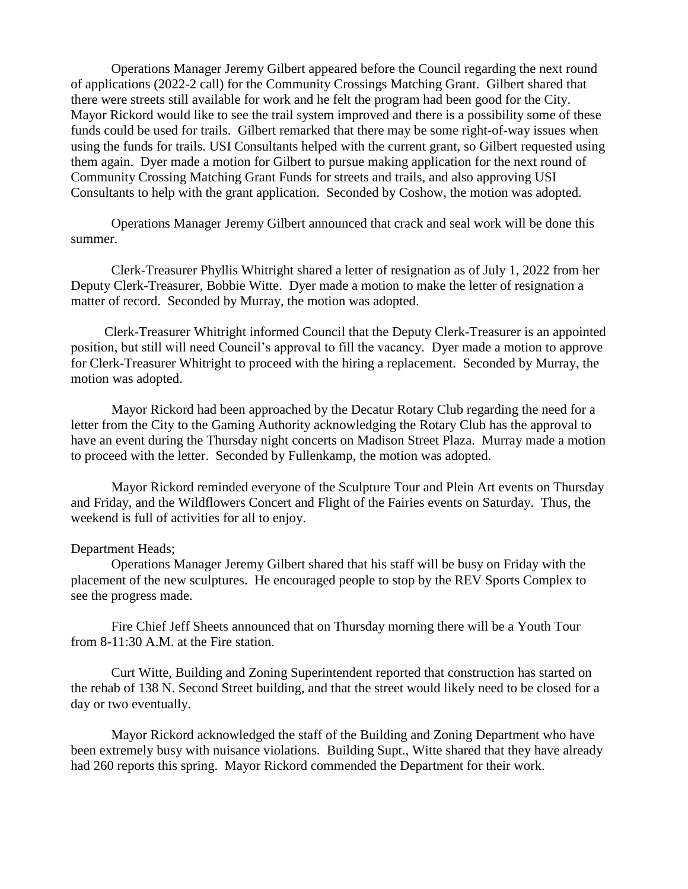Operations Manager Jeremy Gilbert appeared before the Council regarding the next round of applications (2022-2 call) for the Community Crossings Matching Grant. Gilbert shared that there were streets still available for work and he felt the program had been good for the City. Mayor Rickord would like to see the trail system improved and there is a possibility some of these funds could be used for trails. Gilbert remarked that there may be some right-of-way issues when using the funds for trails. USI Consultants helped with the current grant, so Gilbert requested using them again. Dyer made a motion for Gilbert to pursue making application for the next round of Community Crossing Matching Grant Funds for streets and trails, and also approving USI Consultants to help with the grant application. Seconded by Coshow, the motion was adopted.

Operations Manager Jeremy Gilbert announced that crack and seal work will be done this summer.

Clerk-Treasurer Phyllis Whitright shared a letter of resignation as of July 1, 2022 from her Deputy Clerk-Treasurer, Bobbie Witte. Dyer made a motion to make the letter of resignation a matter of record. Seconded by Murray, the motion was adopted.

Clerk-Treasurer Whitright informed Council that the Deputy Clerk-Treasurer is an appointed position, but still will need Council's approval to fill the vacancy. Dyer made a motion to approve for Clerk-Treasurer Whitright to proceed with the hiring a replacement. Seconded by Murray, the motion was adopted.

Mayor Rickord had been approached by the Decatur Rotary Club regarding the need for a letter from the City to the Gaming Authority acknowledging the Rotary Club has the approval to have an event during the Thursday night concerts on Madison Street Plaza. Murray made a motion to proceed with the letter. Seconded by Fullenkamp, the motion was adopted.

Mayor Rickord reminded everyone of the Sculpture Tour and Plein Art events on Thursday and Friday, and the Wildflowers Concert and Flight of the Fairies events on Saturday. Thus, the weekend is full of activities for all to enjoy.

Department Heads;

Operations Manager Jeremy Gilbert shared that his staff will be busy on Friday with the placement of the new sculptures. He encouraged people to stop by the REV Sports Complex to see the progress made.

Fire Chief Jeff Sheets announced that on Thursday morning there will be a Youth Tour from 8-11:30 A.M. at the Fire station.

Curt Witte, Building and Zoning Superintendent reported that construction has started on the rehab of 138 N. Second Street building, and that the street would likely need to be closed for a day or two eventually.

Mayor Rickord acknowledged the staff of the Building and Zoning Department who have been extremely busy with nuisance violations. Building Supt., Witte shared that they have already had 260 reports this spring. Mayor Rickord commended the Department for their work.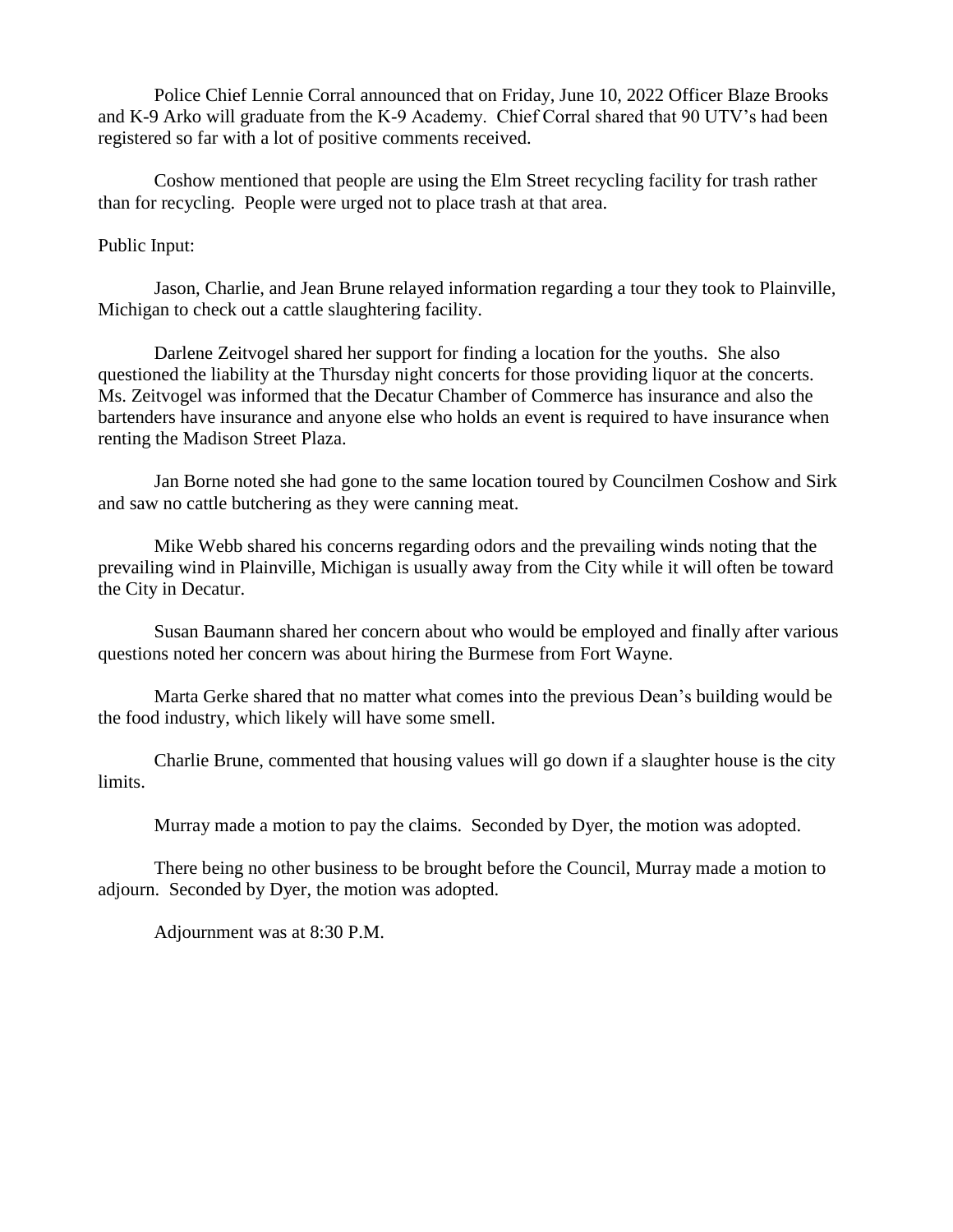Police Chief Lennie Corral announced that on Friday, June 10, 2022 Officer Blaze Brooks and K-9 Arko will graduate from the K-9 Academy. Chief Corral shared that 90 UTV's had been registered so far with a lot of positive comments received.

Coshow mentioned that people are using the Elm Street recycling facility for trash rather than for recycling. People were urged not to place trash at that area.

Public Input:

Jason, Charlie, and Jean Brune relayed information regarding a tour they took to Plainville, Michigan to check out a cattle slaughtering facility.

Darlene Zeitvogel shared her support for finding a location for the youths. She also questioned the liability at the Thursday night concerts for those providing liquor at the concerts. Ms. Zeitvogel was informed that the Decatur Chamber of Commerce has insurance and also the bartenders have insurance and anyone else who holds an event is required to have insurance when renting the Madison Street Plaza.

Jan Borne noted she had gone to the same location toured by Councilmen Coshow and Sirk and saw no cattle butchering as they were canning meat.

Mike Webb shared his concerns regarding odors and the prevailing winds noting that the prevailing wind in Plainville, Michigan is usually away from the City while it will often be toward the City in Decatur.

Susan Baumann shared her concern about who would be employed and finally after various questions noted her concern was about hiring the Burmese from Fort Wayne.

Marta Gerke shared that no matter what comes into the previous Dean's building would be the food industry, which likely will have some smell.

Charlie Brune, commented that housing values will go down if a slaughter house is the city limits.

Murray made a motion to pay the claims. Seconded by Dyer, the motion was adopted.

There being no other business to be brought before the Council, Murray made a motion to adjourn. Seconded by Dyer, the motion was adopted.

Adjournment was at 8:30 P.M.